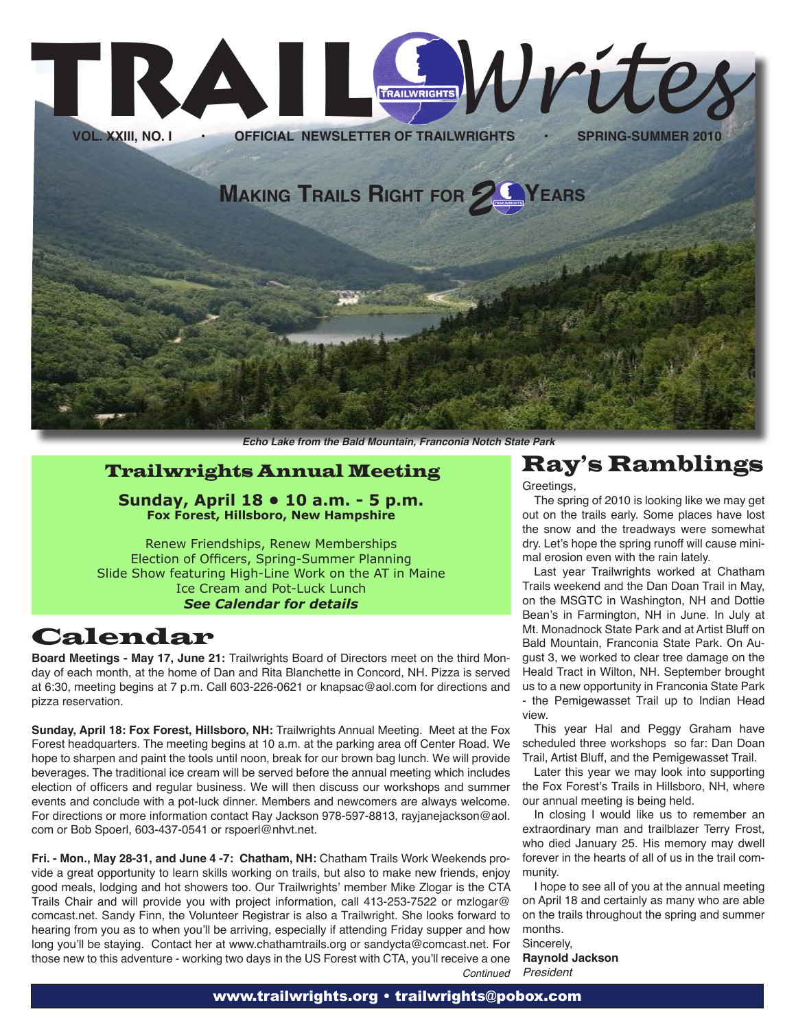# TRAIL Writes

VOL. XXIII, NO. I • OFFICIAL NEWSLETTER OF TRAILWRIGHTS • SPRING-SUMMER 2010

## MAKING TRAILS RIGHT FOR 20 YEARS

*Echo Lake from the Bald Mountain, Franconia Notch State Park*

## Trailwrights Annual Meeting

**Sunday, April 18 • 10 a.m. - 5 p.m.**
**Fox Forest, Hillsboro, New Hampshire**

Renew Friendships, Renew Memberships
Election of Officers, Spring-Summer Planning
Slide Show featuring High-Line Work on the AT in Maine
Ice Cream and Pot-Luck Lunch
***See Calendar for details***

## Calendar

**Board Meetings - May 17, June 21:** Trailwrights Board of Directors meet on the third Monday of each month, at the home of Dan and Rita Blanchette in Concord, NH. Pizza is served at 6:30, meeting begins at 7 p.m. Call 603-226-0621 or knapsac@aol.com for directions and pizza reservation.

**Sunday, April 18: Fox Forest, Hillsboro, NH:** Trailwrights Annual Meeting. Meet at the Fox Forest headquarters. The meeting begins at 10 a.m. at the parking area off Center Road. We hope to sharpen and paint the tools until noon, break for our brown bag lunch. We will provide beverages. The traditional ice cream will be served before the annual meeting which includes election of officers and regular business. We will then discuss our workshops and summer events and conclude with a pot-luck dinner. Members and newcomers are always welcome. For directions or more information contact Ray Jackson 978-597-8813, rayjanejackson@aol.com or Bob Spoerl, 603-437-0541 or rspoerl@nhvt.net.

**Fri. - Mon., May 28-31, and June 4 -7: Chatham, NH:** Chatham Trails Work Weekends provide a great opportunity to learn skills working on trails, but also to make new friends, enjoy good meals, lodging and hot showers too. Our Trailwrights' member Mike Zlogar is the CTA Trails Chair and will provide you with project information, call 413-253-7522 or mzlogar@comcast.net. Sandy Finn, the Volunteer Registrar is also a Trailwright. She looks forward to hearing from you as to when you'll be arriving, especially if attending Friday supper and how long you'll be staying. Contact her at www.chathamtrails.org or sandycta@comcast.net. For those new to this adventure - working two days in the US Forest with CTA, you'll receive a one

*Continued*

## Ray's Ramblings

Greetings,

The spring of 2010 is looking like we may get out on the trails early. Some places have lost the snow and the treadways were somewhat dry. Let's hope the spring runoff will cause minimal erosion even with the rain lately.

Last year Trailwrights worked at Chatham Trails weekend and the Dan Doan Trail in May, on the MSGTC in Washington, NH and Dottie Bean's in Farmington, NH in June. In July at Mt. Monadnock State Park and at Artist Bluff on Bald Mountain, Franconia State Park. On August 3, we worked to clear tree damage on the Heald Tract in Wilton, NH. September brought us to a new opportunity in Franconia State Park - the Pemigewasset Trail up to Indian Head view.

This year Hal and Peggy Graham have scheduled three workshops so far: Dan Doan Trail, Artist Bluff, and the Pemigewasset Trail.

Later this year we may look into supporting the Fox Forest's Trails in Hillsboro, NH, where our annual meeting is being held.

In closing I would like us to remember an extraordinary man and trailblazer Terry Frost, who died January 25. His memory may dwell forever in the hearts of all of us in the trail community.

I hope to see all of you at the annual meeting on April 18 and certainly as many who are able on the trails throughout the spring and summer months.

Sincerely,
**Raynold Jackson**
*President*

www.trailwrights.org • trailwrights@pobox.com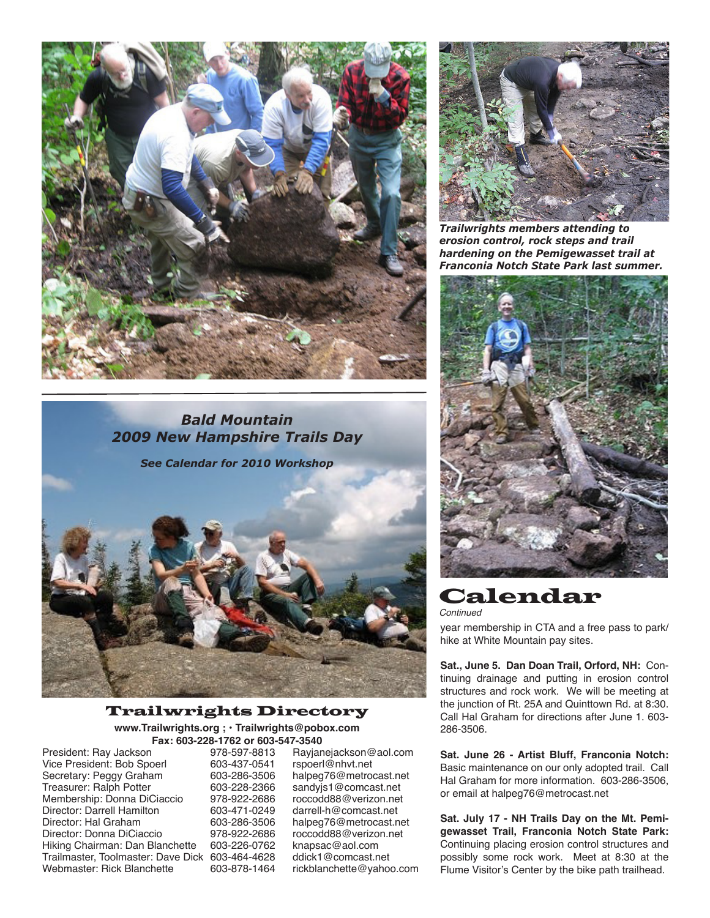*Bald Mountain*
*2009 New Hampshire Trails Day*

*See Calendar for 2010 Workshop*

***Trailwrights members attending to erosion control, rock steps and trail hardening on the Pemigewasset trail at Franconia Notch State Park last summer.***

## Trailwrights Directory

**www.Trailwrights.org ; • Trailwrights@pobox.com**
**Fax: 603-228-1762 or 603-547-3540**

| | | |
|---|---|---|
| President: Ray Jackson | 978-597-8813 | Rayjanejackson@aol.com |
| Vice President: Bob Spoerl | 603-437-0541 | rspoerl@nhvt.net |
| Secretary: Peggy Graham | 603-286-3506 | halpeg76@metrocast.net |
| Treasurer: Ralph Potter | 603-228-2366 | sandyjs1@comcast.net |
| Membership: Donna DiCiaccio | 978-922-2686 | roccodd88@verizon.net |
| Director: Darrell Hamilton | 603-471-0249 | darrell-h@comcast.net |
| Director: Hal Graham | 603-286-3506 | halpeg76@metrocast.net |
| Director: Donna DiCiaccio | 978-922-2686 | roccodd88@verizon.net |
| Hiking Chairman: Dan Blanchette | 603-226-0762 | knapsac@aol.com |
| Trailmaster, Toolmaster: Dave Dick | 603-464-4628 | ddick1@comcast.net |
| Webmaster: Rick Blanchette | 603-878-1464 | rickblanchette@yahoo.com |

## Calendar

*Continued*

year membership in CTA and a free pass to park/hike at White Mountain pay sites.

**Sat., June 5. Dan Doan Trail, Orford, NH:** Continuing drainage and putting in erosion control structures and rock work. We will be meeting at the junction of Rt. 25A and Quinttown Rd. at 8:30. Call Hal Graham for directions after June 1. 603-286-3506.

**Sat. June 26 - Artist Bluff, Franconia Notch:** Basic maintenance on our only adopted trail. Call Hal Graham for more information. 603-286-3506, or email at halpeg76@metrocast.net

**Sat. July 17 - NH Trails Day on the Mt. Pemigewasset Trail, Franconia Notch State Park:** Continuing placing erosion control structures and possibly some rock work. Meet at 8:30 at the Flume Visitor's Center by the bike path trailhead.